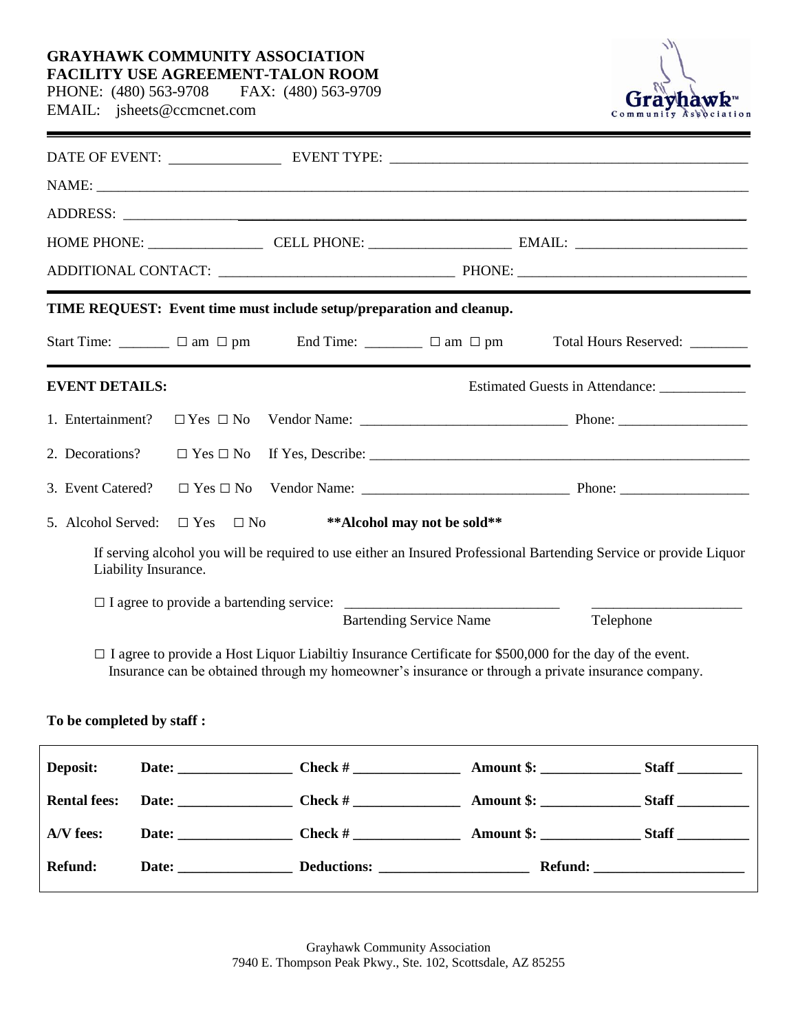**GRAYHAWK COMMUNITY ASSOCIATION**
**FACILITY USE AGREEMENT-TALON ROOM**
PHONE: (480) 563-9708 FAX: (480) 563-9709
EMAIL: jsheets@ccmcnet.com

Grayhawk™ Community Association

---

DATE OF EVENT: ______________ EVENT TYPE: ______________________________________________

NAME: ______________________________________________________________________________

ADDRESS: ____________________________________________________________________________

HOME PHONE: _______________ CELL PHONE: __________________ EMAIL: ______________________

ADDITIONAL CONTACT: ______________________________ PHONE: ______________________________

---

**TIME REQUEST: Event time must include setup/preparation and cleanup.**

Start Time: _______ ☐ am ☐ pm End Time: ________ ☐ am ☐ pm Total Hours Reserved: ________

---

**EVENT DETAILS:** Estimated Guests in Attendance: ____________

1. Entertainment? ☐ Yes ☐ No Vendor Name: ____________________________ Phone: _________________
2. Decorations? ☐ Yes ☐ No If Yes, Describe: _____________________________________________________
3. Event Catered? ☐ Yes ☐ No Vendor Name: ____________________________ Phone: _________________
5. Alcohol Served: ☐ Yes ☐ No **\*\*Alcohol may not be sold\*\***

If serving alcohol you will be required to use either an Insured Professional Bartending Service or provide Liquor Liability Insurance.

☐ I agree to provide a bartending service: ______________________________ ____________________
Bartending Service Name Telephone

☐ I agree to provide a Host Liquor Liabiltiy Insurance Certificate for $500,000 for the day of the event. Insurance can be obtained through my homeowner's insurance or through a private insurance company.

**To be completed by staff :**

| | | | | |
|---|---|---|---|---|
| **Deposit:** | **Date:** ________________ | **Check #** _______________ | **Amount $:** ______________ | **Staff** _________ |
| **Rental fees:** | **Date:** ________________ | **Check #** _______________ | **Amount $:** ______________ | **Staff** __________ |
| **A/V fees:** | **Date:** ________________ | **Check #** _______________ | **Amount $:** ______________ | **Staff** __________ |
| **Refund:** | **Date:** ________________ | **Deductions:** _____________________ | **Refund:** _____________________ | |

Grayhawk Community Association
7940 E. Thompson Peak Pkwy., Ste. 102, Scottsdale, AZ 85255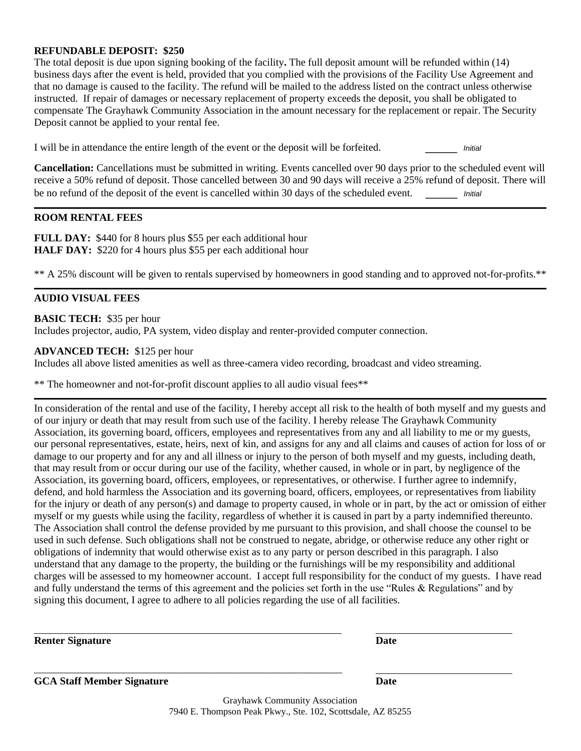**REFUNDABLE DEPOSIT: $250**

The total deposit is due upon signing booking of the facility**.** The full deposit amount will be refunded within (14) business days after the event is held, provided that you complied with the provisions of the Facility Use Agreement and that no damage is caused to the facility. The refund will be mailed to the address listed on the contract unless otherwise instructed. If repair of damages or necessary replacement of property exceeds the deposit, you shall be obligated to compensate The Grayhawk Community Association in the amount necessary for the replacement or repair. The Security Deposit cannot be applied to your rental fee.

I will be in attendance the entire length of the event or the deposit will be forfeited. ______ *Initial*

**Cancellation:** Cancellations must be submitted in writing. Events cancelled over 90 days prior to the scheduled event will receive a 50% refund of deposit. Those cancelled between 30 and 90 days will receive a 25% refund of deposit. There will be no refund of the deposit of the event is cancelled within 30 days of the scheduled event. ______ *Initial*

---

**ROOM RENTAL FEES**

**FULL DAY:** $440 for 8 hours plus $55 per each additional hour
**HALF DAY:** $220 for 4 hours plus $55 per each additional hour

** A 25% discount will be given to rentals supervised by homeowners in good standing and to approved not-for-profits.**

---

**AUDIO VISUAL FEES**

**BASIC TECH:** $35 per hour
Includes projector, audio, PA system, video display and renter-provided computer connection.

**ADVANCED TECH:** $125 per hour
Includes all above listed amenities as well as three-camera video recording, broadcast and video streaming.

** The homeowner and not-for-profit discount applies to all audio visual fees**

---

In consideration of the rental and use of the facility, I hereby accept all risk to the health of both myself and my guests and of our injury or death that may result from such use of the facility. I hereby release The Grayhawk Community Association, its governing board, officers, employees and representatives from any and all liability to me or my guests, our personal representatives, estate, heirs, next of kin, and assigns for any and all claims and causes of action for loss of or damage to our property and for any and all illness or injury to the person of both myself and my guests, including death, that may result from or occur during our use of the facility, whether caused, in whole or in part, by negligence of the Association, its governing board, officers, employees, or representatives, or otherwise. I further agree to indemnify, defend, and hold harmless the Association and its governing board, officers, employees, or representatives from liability for the injury or death of any person(s) and damage to property caused, in whole or in part, by the act or omission of either myself or my guests while using the facility, regardless of whether it is caused in part by a party indemnified thereunto. The Association shall control the defense provided by me pursuant to this provision, and shall choose the counsel to be used in such defense. Such obligations shall not be construed to negate, abridge, or otherwise reduce any other right or obligations of indemnity that would otherwise exist as to any party or person described in this paragraph. I also understand that any damage to the property, the building or the furnishings will be my responsibility and additional charges will be assessed to my homeowner account. I accept full responsibility for the conduct of my guests. I have read and fully understand the terms of this agreement and the policies set forth in the use "Rules & Regulations" and by signing this document, I agree to adhere to all policies regarding the use of all facilities.

______________________________________________ ____________________
**Renter Signature** **Date**

______________________________________________ ____________________
**GCA Staff Member Signature** **Date**

Grayhawk Community Association
7940 E. Thompson Peak Pkwy., Ste. 102, Scottsdale, AZ 85255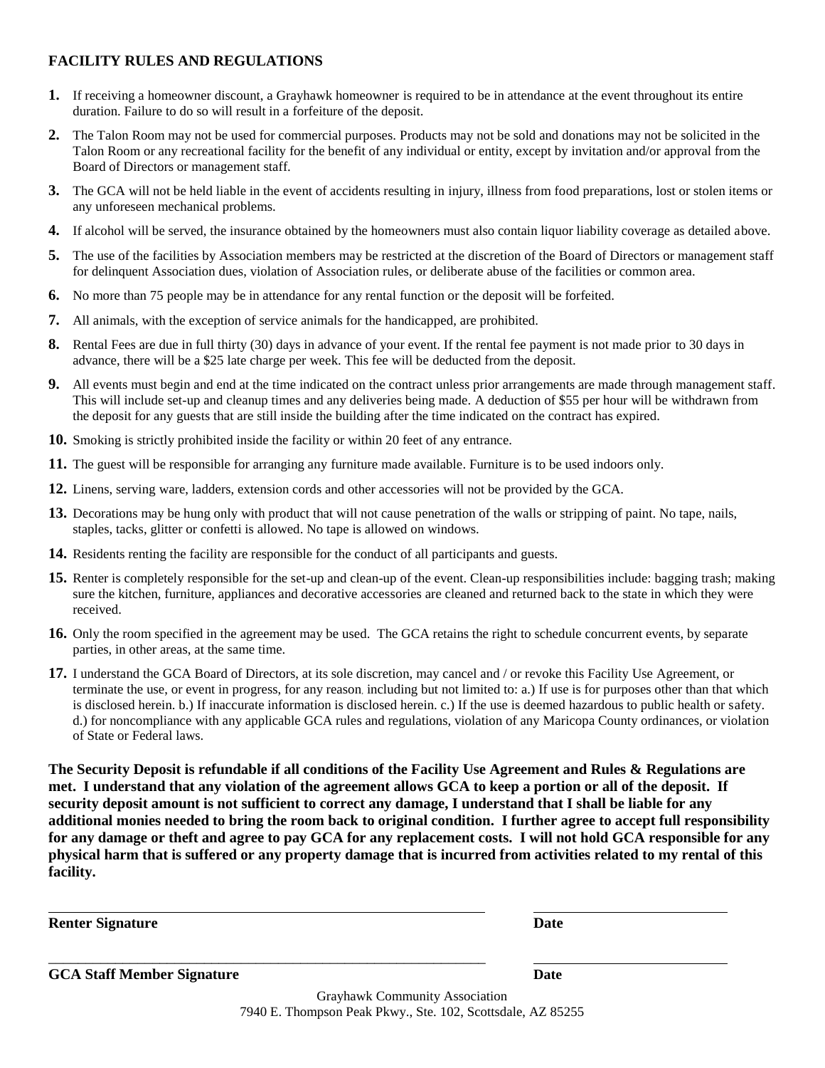## FACILITY RULES AND REGULATIONS

1. If receiving a homeowner discount, a Grayhawk homeowner is required to be in attendance at the event throughout its entire duration. Failure to do so will result in a forfeiture of the deposit.
2. The Talon Room may not be used for commercial purposes. Products may not be sold and donations may not be solicited in the Talon Room or any recreational facility for the benefit of any individual or entity, except by invitation and/or approval from the Board of Directors or management staff.
3. The GCA will not be held liable in the event of accidents resulting in injury, illness from food preparations, lost or stolen items or any unforeseen mechanical problems.
4. If alcohol will be served, the insurance obtained by the homeowners must also contain liquor liability coverage as detailed above.
5. The use of the facilities by Association members may be restricted at the discretion of the Board of Directors or management staff for delinquent Association dues, violation of Association rules, or deliberate abuse of the facilities or common area.
6. No more than 75 people may be in attendance for any rental function or the deposit will be forfeited.
7. All animals, with the exception of service animals for the handicapped, are prohibited.
8. Rental Fees are due in full thirty (30) days in advance of your event. If the rental fee payment is not made prior to 30 days in advance, there will be a $25 late charge per week. This fee will be deducted from the deposit.
9. All events must begin and end at the time indicated on the contract unless prior arrangements are made through management staff. This will include set-up and cleanup times and any deliveries being made. A deduction of $55 per hour will be withdrawn from the deposit for any guests that are still inside the building after the time indicated on the contract has expired.
10. Smoking is strictly prohibited inside the facility or within 20 feet of any entrance.
11. The guest will be responsible for arranging any furniture made available. Furniture is to be used indoors only.
12. Linens, serving ware, ladders, extension cords and other accessories will not be provided by the GCA.
13. Decorations may be hung only with product that will not cause penetration of the walls or stripping of paint. No tape, nails, staples, tacks, glitter or confetti is allowed. No tape is allowed on windows.
14. Residents renting the facility are responsible for the conduct of all participants and guests.
15. Renter is completely responsible for the set-up and clean-up of the event. Clean-up responsibilities include: bagging trash; making sure the kitchen, furniture, appliances and decorative accessories are cleaned and returned back to the state in which they were received.
16. Only the room specified in the agreement may be used. The GCA retains the right to schedule concurrent events, by separate parties, in other areas, at the same time.
17. I understand the GCA Board of Directors, at its sole discretion, may cancel and / or revoke this Facility Use Agreement, or terminate the use, or event in progress, for any reason, including but not limited to: a.) If use is for purposes other than that which is disclosed herein. b.) If inaccurate information is disclosed herein. c.) If the use is deemed hazardous to public health or safety. d.) for noncompliance with any applicable GCA rules and regulations, violation of any Maricopa County ordinances, or violation of State or Federal laws.

**The Security Deposit is refundable if all conditions of the Facility Use Agreement and Rules & Regulations are met. I understand that any violation of the agreement allows GCA to keep a portion or all of the deposit. If security deposit amount is not sufficient to correct any damage, I understand that I shall be liable for any additional monies needed to bring the room back to original condition. I further agree to accept full responsibility for any damage or theft and agree to pay GCA for any replacement costs. I will not hold GCA responsible for any physical harm that is suffered or any property damage that is incurred from activities related to my rental of this facility.**

\_\_\_\_\_\_\_\_\_\_\_\_\_\_\_\_\_\_\_\_\_\_\_\_\_\_\_\_\_\_\_\_\_\_\_\_\_\_\_\_ \_\_\_\_\_\_\_\_\_\_\_\_\_\_\_\_\_\_\_\_

**Renter Signature** **Date**

\_\_\_\_\_\_\_\_\_\_\_\_\_\_\_\_\_\_\_\_\_\_\_\_\_\_\_\_\_\_\_\_\_\_\_\_\_\_\_\_ \_\_\_\_\_\_\_\_\_\_\_\_\_\_\_\_\_\_\_\_

**GCA Staff Member Signature** **Date**

Grayhawk Community Association
7940 E. Thompson Peak Pkwy., Ste. 102, Scottsdale, AZ 85255